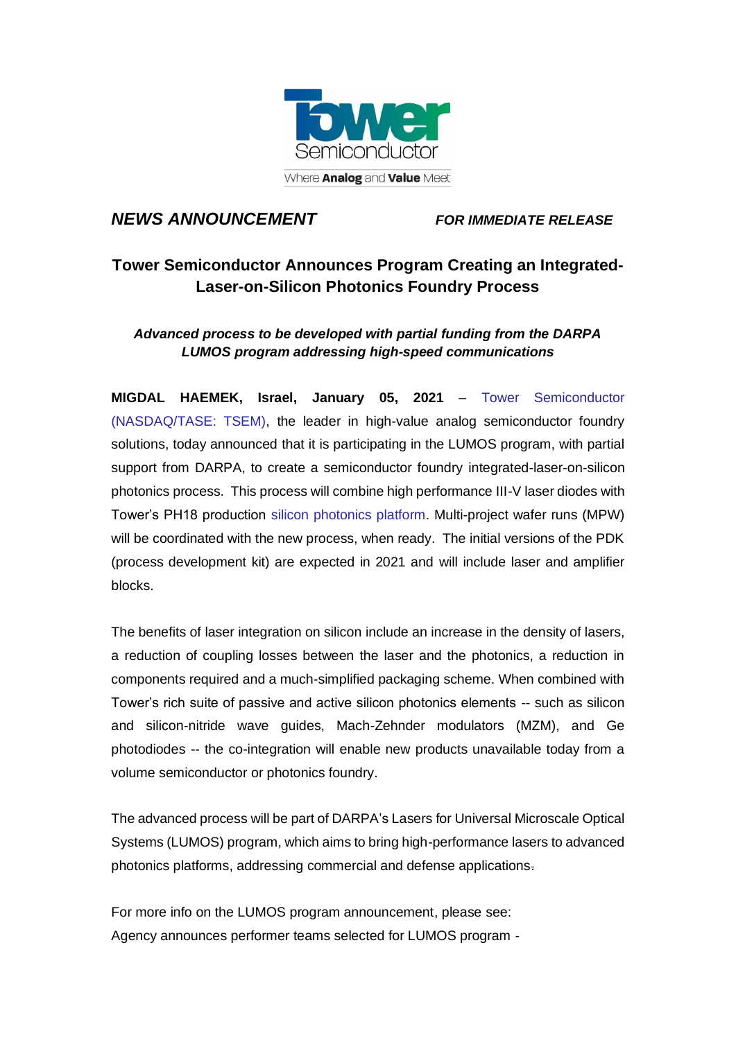Tower Semiconductor

Where **Analog** and **Value** Meet

***NEWS ANNOUNCEMENT*** ***FOR IMMEDIATE RELEASE***

# Tower Semiconductor Announces Program Creating an Integrated-Laser-on-Silicon Photonics Foundry Process

***Advanced process to be developed with partial funding from the DARPA LUMOS program addressing high-speed communications***

**MIGDAL HAEMEK, Israel, January 05, 2021** – Tower Semiconductor (NASDAQ/TASE: TSEM), the leader in high-value analog semiconductor foundry solutions, today announced that it is participating in the LUMOS program, with partial support from DARPA, to create a semiconductor foundry integrated-laser-on-silicon photonics process. This process will combine high performance III-V laser diodes with Tower's PH18 production silicon photonics platform. Multi-project wafer runs (MPW) will be coordinated with the new process, when ready. The initial versions of the PDK (process development kit) are expected in 2021 and will include laser and amplifier blocks.

The benefits of laser integration on silicon include an increase in the density of lasers, a reduction of coupling losses between the laser and the photonics, a reduction in components required and a much-simplified packaging scheme. When combined with Tower's rich suite of passive and active silicon photonics elements -- such as silicon and silicon-nitride wave guides, Mach-Zehnder modulators (MZM), and Ge photodiodes -- the co-integration will enable new products unavailable today from a volume semiconductor or photonics foundry.

The advanced process will be part of DARPA's Lasers for Universal Microscale Optical Systems (LUMOS) program, which aims to bring high-performance lasers to advanced photonics platforms, addressing commercial and defense applications.

For more info on the LUMOS program announcement, please see:
Agency announces performer teams selected for LUMOS program -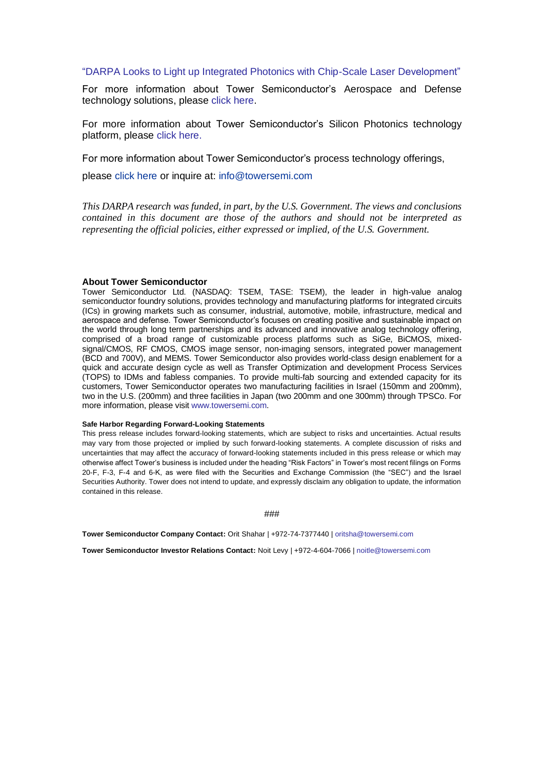"DARPA Looks to Light up Integrated Photonics with Chip-Scale Laser Development"

For more information about Tower Semiconductor's Aerospace and Defense technology solutions, please click here.

For more information about Tower Semiconductor's Silicon Photonics technology platform, please click here.

For more information about Tower Semiconductor's process technology offerings,

please click here or inquire at: info@towersemi.com

*This DARPA research was funded, in part, by the U.S. Government. The views and conclusions contained in this document are those of the authors and should not be interpreted as representing the official policies, either expressed or implied, of the U.S. Government.*

**About Tower Semiconductor**

Tower Semiconductor Ltd. (NASDAQ: TSEM, TASE: TSEM), the leader in high-value analog semiconductor foundry solutions, provides technology and manufacturing platforms for integrated circuits (ICs) in growing markets such as consumer, industrial, automotive, mobile, infrastructure, medical and aerospace and defense. Tower Semiconductor's focuses on creating positive and sustainable impact on the world through long term partnerships and its advanced and innovative analog technology offering, comprised of a broad range of customizable process platforms such as SiGe, BiCMOS, mixed-signal/CMOS, RF CMOS, CMOS image sensor, non-imaging sensors, integrated power management (BCD and 700V), and MEMS. Tower Semiconductor also provides world-class design enablement for a quick and accurate design cycle as well as Transfer Optimization and development Process Services (TOPS) to IDMs and fabless companies. To provide multi-fab sourcing and extended capacity for its customers, Tower Semiconductor operates two manufacturing facilities in Israel (150mm and 200mm), two in the U.S. (200mm) and three facilities in Japan (two 200mm and one 300mm) through TPSCo. For more information, please visit www.towersemi.com.

**Safe Harbor Regarding Forward-Looking Statements**

This press release includes forward-looking statements, which are subject to risks and uncertainties. Actual results may vary from those projected or implied by such forward-looking statements. A complete discussion of risks and uncertainties that may affect the accuracy of forward-looking statements included in this press release or which may otherwise affect Tower's business is included under the heading "Risk Factors" in Tower's most recent filings on Forms 20-F, F-3, F-4 and 6-K, as were filed with the Securities and Exchange Commission (the "SEC") and the Israel Securities Authority. Tower does not intend to update, and expressly disclaim any obligation to update, the information contained in this release.

###

**Tower Semiconductor Company Contact:** Orit Shahar | +972-74-7377440 | oritsha@towersemi.com

**Tower Semiconductor Investor Relations Contact:** Noit Levy | +972-4-604-7066 | noitle@towersemi.com